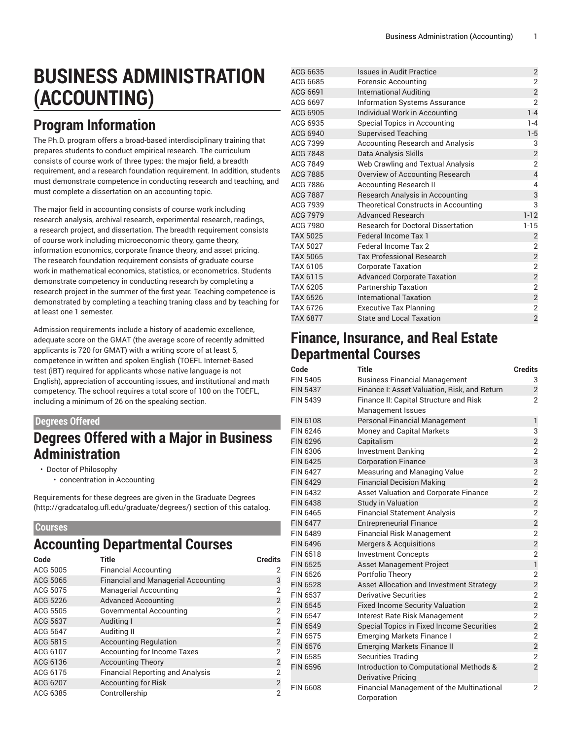# BUSINESS ADMINISTRATION (ACCOUNTING)

## Program Information

The Ph.D. program offers a broad-based interdisciplinary training that prepares students to conduct empirical research. The curriculum consists of course work of three types: the major field, a breadth requirement, and a research foundation requirement. In addition, students must demonstrate competence in conducting research and teaching, and must complete a dissertation on an accounting topic.

The major field in accounting consists of course work including research analysis, archival research, experimental research, readings, a research project, and dissertation. The breadth requirement consists of course work including microeconomic theory, game theory, information economics, corporate finance theory, and asset pricing. The research foundation requirement consists of graduate course work in mathematical economics, statistics, or econometrics. Students demonstrate competency in conducting research by completing a research project in the summer of the first year. Teaching competence is demonstrated by completing a teaching traning class and by teaching for at least one 1 semester.

Admission requirements include a history of academic excellence, adequate score on the GMAT (the average score of recently admitted applicants is 720 for GMAT) with a writing score of at least 5, competence in written and spoken English (TOEFL Internet-Based test (iBT) required for applicants whose native language is not English), appreciation of accounting issues, and institutional and math competency. The school requires a total score of 100 on the TOEFL, including a minimum of 26 on the speaking section.

### Degrees Offered

## Degrees Offered with a Major in Business Administration

- Doctor of Philosophy
  - concentration in Accounting

Requirements for these degrees are given in the Graduate Degrees (http://gradcatalog.ufl.edu/graduate/degrees/) section of this catalog.

### Courses

## Accounting Departmental Courses

| Code | Title | Credits |
|---|---|---|
| ACG 5005 | Financial Accounting | 2 |
| ACG 5065 | Financial and Managerial Accounting | 3 |
| ACG 5075 | Managerial Accounting | 2 |
| ACG 5226 | Advanced Accounting | 2 |
| ACG 5505 | Governmental Accounting | 2 |
| ACG 5637 | Auditing I | 2 |
| ACG 5647 | Auditing II | 2 |
| ACG 5815 | Accounting Regulation | 2 |
| ACG 6107 | Accounting for Income Taxes | 2 |
| ACG 6136 | Accounting Theory | 2 |
| ACG 6175 | Financial Reporting and Analysis | 2 |
| ACG 6207 | Accounting for Risk | 2 |
| ACG 6385 | Controllership | 2 |
| ACG 6635 | Issues in Audit Practice | 2 |
| ACG 6685 | Forensic Accounting | 2 |
| ACG 6691 | International Auditing | 2 |
| ACG 6697 | Information Systems Assurance | 2 |
| ACG 6905 | Individual Work in Accounting | 1-4 |
| ACG 6935 | Special Topics in Accounting | 1-4 |
| ACG 6940 | Supervised Teaching | 1-5 |
| ACG 7399 | Accounting Research and Analysis | 3 |
| ACG 7848 | Data Analysis Skills | 2 |
| ACG 7849 | Web Crawling and Textual Analysis | 2 |
| ACG 7885 | Overview of Accounting Research | 4 |
| ACG 7886 | Accounting Research II | 4 |
| ACG 7887 | Research Analysis in Accounting | 3 |
| ACG 7939 | Theoretical Constructs in Accounting | 3 |
| ACG 7979 | Advanced Research | 1-12 |
| ACG 7980 | Research for Doctoral Dissertation | 1-15 |
| TAX 5025 | Federal Income Tax 1 | 2 |
| TAX 5027 | Federal Income Tax 2 | 2 |
| TAX 5065 | Tax Professional Research | 2 |
| TAX 6105 | Corporate Taxation | 2 |
| TAX 6115 | Advanced Corporate Taxation | 2 |
| TAX 6205 | Partnership Taxation | 2 |
| TAX 6526 | International Taxation | 2 |
| TAX 6726 | Executive Tax Planning | 2 |
| TAX 6877 | State and Local Taxation | 2 |

## Finance, Insurance, and Real Estate Departmental Courses

| Code | Title | Credits |
|---|---|---|
| FIN 5405 | Business Financial Management | 3 |
| FIN 5437 | Finance I: Asset Valuation, Risk, and Return | 2 |
| FIN 5439 | Finance II: Capital Structure and Risk Management Issues | 2 |
| FIN 6108 | Personal Financial Management | 1 |
| FIN 6246 | Money and Capital Markets | 3 |
| FIN 6296 | Capitalism | 2 |
| FIN 6306 | Investment Banking | 2 |
| FIN 6425 | Corporation Finance | 3 |
| FIN 6427 | Measuring and Managing Value | 2 |
| FIN 6429 | Financial Decision Making | 2 |
| FIN 6432 | Asset Valuation and Corporate Finance | 2 |
| FIN 6438 | Study in Valuation | 2 |
| FIN 6465 | Financial Statement Analysis | 2 |
| FIN 6477 | Entrepreneurial Finance | 2 |
| FIN 6489 | Financial Risk Management | 2 |
| FIN 6496 | Mergers & Acquisitions | 2 |
| FIN 6518 | Investment Concepts | 2 |
| FIN 6525 | Asset Management Project | 1 |
| FIN 6526 | Portfolio Theory | 2 |
| FIN 6528 | Asset Allocation and Investment Strategy | 2 |
| FIN 6537 | Derivative Securities | 2 |
| FIN 6545 | Fixed Income Security Valuation | 2 |
| FIN 6547 | Interest Rate Risk Management | 2 |
| FIN 6549 | Special Topics in Fixed Income Securities | 2 |
| FIN 6575 | Emerging Markets Finance I | 2 |
| FIN 6576 | Emerging Markets Finance II | 2 |
| FIN 6585 | Securities Trading | 2 |
| FIN 6596 | Introduction to Computational Methods & Derivative Pricing | 2 |
| FIN 6608 | Financial Management of the Multinational Corporation | 2 |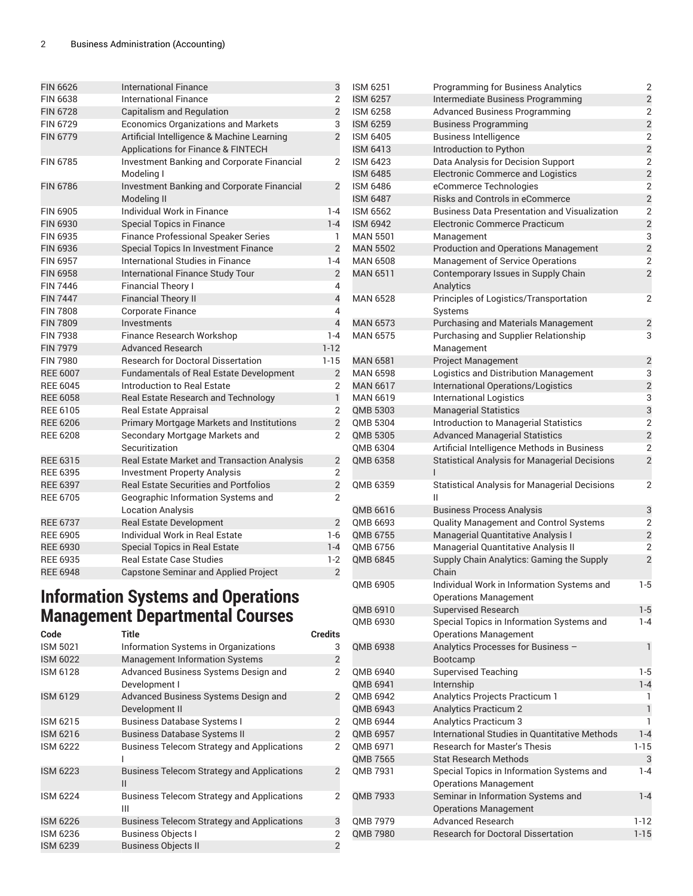| Code | Title | Credits |
| --- | --- | --- |
| FIN 6626 | International Finance | 3 |
| FIN 6638 | International Finance | 2 |
| FIN 6728 | Capitalism and Regulation | 2 |
| FIN 6729 | Economics Organizations and Markets | 3 |
| FIN 6779 | Artificial Intelligence & Machine Learning Applications for Finance & FINTECH | 2 |
| FIN 6785 | Investment Banking and Corporate Financial Modeling I | 2 |
| FIN 6786 | Investment Banking and Corporate Financial Modeling II | 2 |
| FIN 6905 | Individual Work in Finance | 1-4 |
| FIN 6930 | Special Topics in Finance | 1-4 |
| FIN 6935 | Finance Professional Speaker Series | 1 |
| FIN 6936 | Special Topics In Investment Finance | 2 |
| FIN 6957 | International Studies in Finance | 1-4 |
| FIN 6958 | International Finance Study Tour | 2 |
| FIN 7446 | Financial Theory I | 4 |
| FIN 7447 | Financial Theory II | 4 |
| FIN 7808 | Corporate Finance | 4 |
| FIN 7809 | Investments | 4 |
| FIN 7938 | Finance Research Workshop | 1-4 |
| FIN 7979 | Advanced Research | 1-12 |
| FIN 7980 | Research for Doctoral Dissertation | 1-15 |
| REE 6007 | Fundamentals of Real Estate Development | 2 |
| REE 6045 | Introduction to Real Estate | 2 |
| REE 6058 | Real Estate Research and Technology | 1 |
| REE 6105 | Real Estate Appraisal | 2 |
| REE 6206 | Primary Mortgage Markets and Institutions | 2 |
| REE 6208 | Secondary Mortgage Markets and Securitization | 2 |
| REE 6315 | Real Estate Market and Transaction Analysis | 2 |
| REE 6395 | Investment Property Analysis | 2 |
| REE 6397 | Real Estate Securities and Portfolios | 2 |
| REE 6705 | Geographic Information Systems and Location Analysis | 2 |
| REE 6737 | Real Estate Development | 2 |
| REE 6905 | Individual Work in Real Estate | 1-6 |
| REE 6930 | Special Topics in Real Estate | 1-4 |
| REE 6935 | Real Estate Case Studies | 1-2 |
| REE 6948 | Capstone Seminar and Applied Project | 2 |

## Information Systems and Operations Management Departmental Courses

| Code | Title | Credits |
| --- | --- | --- |
| ISM 5021 | Information Systems in Organizations | 3 |
| ISM 6022 | Management Information Systems | 2 |
| ISM 6128 | Advanced Business Systems Design and Development I | 2 |
| ISM 6129 | Advanced Business Systems Design and Development II | 2 |
| ISM 6215 | Business Database Systems I | 2 |
| ISM 6216 | Business Database Systems II | 2 |
| ISM 6222 | Business Telecom Strategy and Applications I | 2 |
| ISM 6223 | Business Telecom Strategy and Applications II | 2 |
| ISM 6224 | Business Telecom Strategy and Applications III | 2 |
| ISM 6226 | Business Telecom Strategy and Applications | 3 |
| ISM 6236 | Business Objects I | 2 |
| ISM 6239 | Business Objects II | 2 |
| ISM 6251 | Programming for Business Analytics | 2 |
| ISM 6257 | Intermediate Business Programming | 2 |
| ISM 6258 | Advanced Business Programming | 2 |
| ISM 6259 | Business Programming | 2 |
| ISM 6405 | Business Intelligence | 2 |
| ISM 6413 | Introduction to Python | 2 |
| ISM 6423 | Data Analysis for Decision Support | 2 |
| ISM 6485 | Electronic Commerce and Logistics | 2 |
| ISM 6486 | eCommerce Technologies | 2 |
| ISM 6487 | Risks and Controls in eCommerce | 2 |
| ISM 6562 | Business Data Presentation and Visualization | 2 |
| ISM 6942 | Electronic Commerce Practicum | 2 |
| MAN 5501 | Management | 3 |
| MAN 5502 | Production and Operations Management | 2 |
| MAN 6508 | Management of Service Operations | 2 |
| MAN 6511 | Contemporary Issues in Supply Chain Analytics | 2 |
| MAN 6528 | Principles of Logistics/Transportation Systems | 2 |
| MAN 6573 | Purchasing and Materials Management | 2 |
| MAN 6575 | Purchasing and Supplier Relationship Management | 3 |
| MAN 6581 | Project Management | 2 |
| MAN 6598 | Logistics and Distribution Management | 3 |
| MAN 6617 | International Operations/Logistics | 2 |
| MAN 6619 | International Logistics | 3 |
| QMB 5303 | Managerial Statistics | 3 |
| QMB 5304 | Introduction to Managerial Statistics | 2 |
| QMB 5305 | Advanced Managerial Statistics | 2 |
| QMB 6304 | Artificial Intelligence Methods in Business | 2 |
| QMB 6358 | Statistical Analysis for Managerial Decisions I | 2 |
| QMB 6359 | Statistical Analysis for Managerial Decisions II | 2 |
| QMB 6616 | Business Process Analysis | 3 |
| QMB 6693 | Quality Management and Control Systems | 2 |
| QMB 6755 | Managerial Quantitative Analysis I | 2 |
| QMB 6756 | Managerial Quantitative Analysis II | 2 |
| QMB 6845 | Supply Chain Analytics: Gaming the Supply Chain | 2 |
| QMB 6905 | Individual Work in Information Systems and Operations Management | 1-5 |
| QMB 6910 | Supervised Research | 1-5 |
| QMB 6930 | Special Topics in Information Systems and Operations Management | 1-4 |
| QMB 6938 | Analytics Processes for Business – Bootcamp | 1 |
| QMB 6940 | Supervised Teaching | 1-5 |
| QMB 6941 | Internship | 1-4 |
| QMB 6942 | Analytics Projects Practicum 1 | 1 |
| QMB 6943 | Analytics Practicum 2 | 1 |
| QMB 6944 | Analytics Practicum 3 | 1 |
| QMB 6957 | International Studies in Quantitative Methods | 1-4 |
| QMB 6971 | Research for Master's Thesis | 1-15 |
| QMB 7565 | Stat Research Methods | 3 |
| QMB 7931 | Special Topics in Information Systems and Operations Management | 1-4 |
| QMB 7933 | Seminar in Information Systems and Operations Management | 1-4 |
| QMB 7979 | Advanced Research | 1-12 |
| QMB 7980 | Research for Doctoral Dissertation | 1-15 |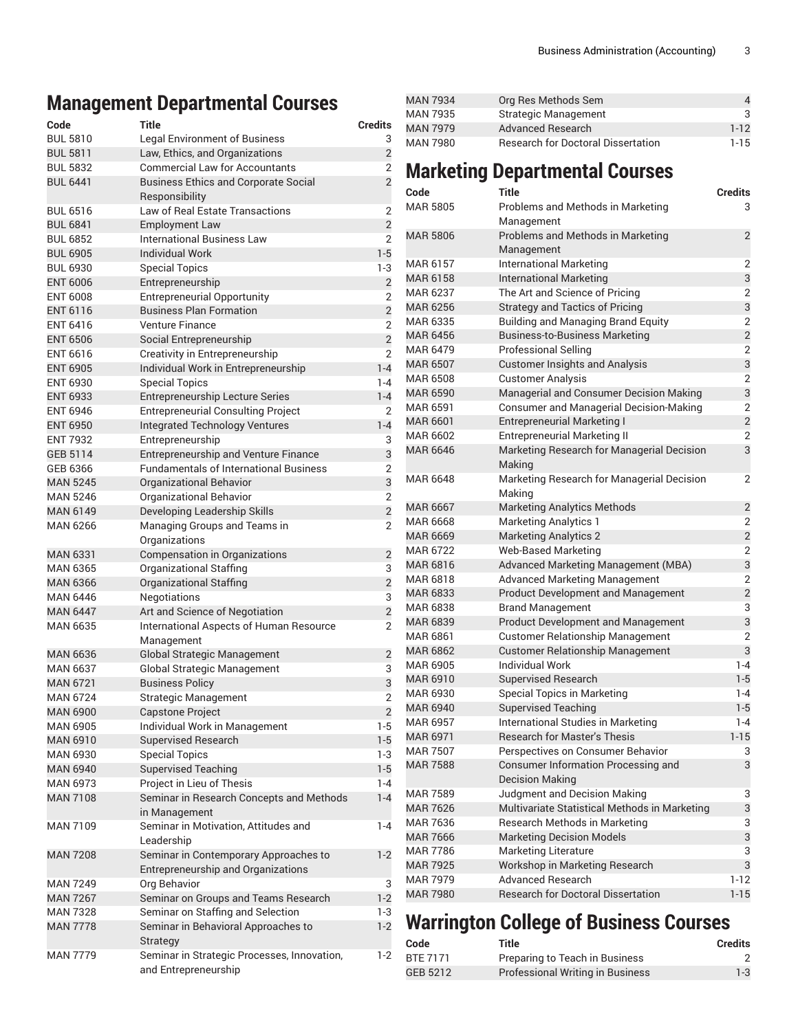## Management Departmental Courses

| Code | Title | Credits |
| --- | --- | --- |
| BUL 5810 | Legal Environment of Business | 3 |
| BUL 5811 | Law, Ethics, and Organizations | 2 |
| BUL 5832 | Commercial Law for Accountants | 2 |
| BUL 6441 | Business Ethics and Corporate Social Responsibility | 2 |
| BUL 6516 | Law of Real Estate Transactions | 2 |
| BUL 6841 | Employment Law | 2 |
| BUL 6852 | International Business Law | 2 |
| BUL 6905 | Individual Work | 1-5 |
| BUL 6930 | Special Topics | 1-3 |
| ENT 6006 | Entrepreneurship | 2 |
| ENT 6008 | Entrepreneurial Opportunity | 2 |
| ENT 6116 | Business Plan Formation | 2 |
| ENT 6416 | Venture Finance | 2 |
| ENT 6506 | Social Entrepreneurship | 2 |
| ENT 6616 | Creativity in Entrepreneurship | 2 |
| ENT 6905 | Individual Work in Entrepreneurship | 1-4 |
| ENT 6930 | Special Topics | 1-4 |
| ENT 6933 | Entrepreneurship Lecture Series | 1-4 |
| ENT 6946 | Entrepreneurial Consulting Project | 2 |
| ENT 6950 | Integrated Technology Ventures | 1-4 |
| ENT 7932 | Entrepreneurship | 3 |
| GEB 5114 | Entrepreneurship and Venture Finance | 3 |
| GEB 6366 | Fundamentals of International Business | 2 |
| MAN 5245 | Organizational Behavior | 3 |
| MAN 5246 | Organizational Behavior | 2 |
| MAN 6149 | Developing Leadership Skills | 2 |
| MAN 6266 | Managing Groups and Teams in Organizations | 2 |
| MAN 6331 | Compensation in Organizations | 2 |
| MAN 6365 | Organizational Staffing | 3 |
| MAN 6366 | Organizational Staffing | 2 |
| MAN 6446 | Negotiations | 3 |
| MAN 6447 | Art and Science of Negotiation | 2 |
| MAN 6635 | International Aspects of Human Resource Management | 2 |
| MAN 6636 | Global Strategic Management | 2 |
| MAN 6637 | Global Strategic Management | 3 |
| MAN 6721 | Business Policy | 3 |
| MAN 6724 | Strategic Management | 2 |
| MAN 6900 | Capstone Project | 2 |
| MAN 6905 | Individual Work in Management | 1-5 |
| MAN 6910 | Supervised Research | 1-5 |
| MAN 6930 | Special Topics | 1-3 |
| MAN 6940 | Supervised Teaching | 1-5 |
| MAN 6973 | Project in Lieu of Thesis | 1-4 |
| MAN 7108 | Seminar in Research Concepts and Methods in Management | 1-4 |
| MAN 7109 | Seminar in Motivation, Attitudes and Leadership | 1-4 |
| MAN 7208 | Seminar in Contemporary Approaches to Entrepreneurship and Organizations | 1-2 |
| MAN 7249 | Org Behavior | 3 |
| MAN 7267 | Seminar on Groups and Teams Research | 1-2 |
| MAN 7328 | Seminar on Staffing and Selection | 1-3 |
| MAN 7778 | Seminar in Behavioral Approaches to Strategy | 1-2 |
| MAN 7779 | Seminar in Strategic Processes, Innovation, and Entrepreneurship | 1-2 |
| MAN 7934 | Org Res Methods Sem | 4 |
| MAN 7935 | Strategic Management | 3 |
| MAN 7979 | Advanced Research | 1-12 |
| MAN 7980 | Research for Doctoral Dissertation | 1-15 |

## Marketing Departmental Courses

| Code | Title | Credits |
| --- | --- | --- |
| MAR 5805 | Problems and Methods in Marketing Management | 3 |
| MAR 5806 | Problems and Methods in Marketing Management | 2 |
| MAR 6157 | International Marketing | 2 |
| MAR 6158 | International Marketing | 3 |
| MAR 6237 | The Art and Science of Pricing | 2 |
| MAR 6256 | Strategy and Tactics of Pricing | 3 |
| MAR 6335 | Building and Managing Brand Equity | 2 |
| MAR 6456 | Business-to-Business Marketing | 2 |
| MAR 6479 | Professional Selling | 2 |
| MAR 6507 | Customer Insights and Analysis | 3 |
| MAR 6508 | Customer Analysis | 2 |
| MAR 6590 | Managerial and Consumer Decision Making | 3 |
| MAR 6591 | Consumer and Managerial Decision-Making | 2 |
| MAR 6601 | Entrepreneurial Marketing I | 2 |
| MAR 6602 | Entrepreneurial Marketing II | 2 |
| MAR 6646 | Marketing Research for Managerial Decision Making | 3 |
| MAR 6648 | Marketing Research for Managerial Decision Making | 2 |
| MAR 6667 | Marketing Analytics Methods | 2 |
| MAR 6668 | Marketing Analytics 1 | 2 |
| MAR 6669 | Marketing Analytics 2 | 2 |
| MAR 6722 | Web-Based Marketing | 2 |
| MAR 6816 | Advanced Marketing Management (MBA) | 3 |
| MAR 6818 | Advanced Marketing Management | 2 |
| MAR 6833 | Product Development and Management | 2 |
| MAR 6838 | Brand Management | 3 |
| MAR 6839 | Product Development and Management | 3 |
| MAR 6861 | Customer Relationship Management | 2 |
| MAR 6862 | Customer Relationship Management | 3 |
| MAR 6905 | Individual Work | 1-4 |
| MAR 6910 | Supervised Research | 1-5 |
| MAR 6930 | Special Topics in Marketing | 1-4 |
| MAR 6940 | Supervised Teaching | 1-5 |
| MAR 6957 | International Studies in Marketing | 1-4 |
| MAR 6971 | Research for Master's Thesis | 1-15 |
| MAR 7507 | Perspectives on Consumer Behavior | 3 |
| MAR 7588 | Consumer Information Processing and Decision Making | 3 |
| MAR 7589 | Judgment and Decision Making | 3 |
| MAR 7626 | Multivariate Statistical Methods in Marketing | 3 |
| MAR 7636 | Research Methods in Marketing | 3 |
| MAR 7666 | Marketing Decision Models | 3 |
| MAR 7786 | Marketing Literature | 3 |
| MAR 7925 | Workshop in Marketing Research | 3 |
| MAR 7979 | Advanced Research | 1-12 |
| MAR 7980 | Research for Doctoral Dissertation | 1-15 |

## Warrington College of Business Courses

| Code | Title | Credits |
| --- | --- | --- |
| BTE 7171 | Preparing to Teach in Business | 2 |
| GEB 5212 | Professional Writing in Business | 1-3 |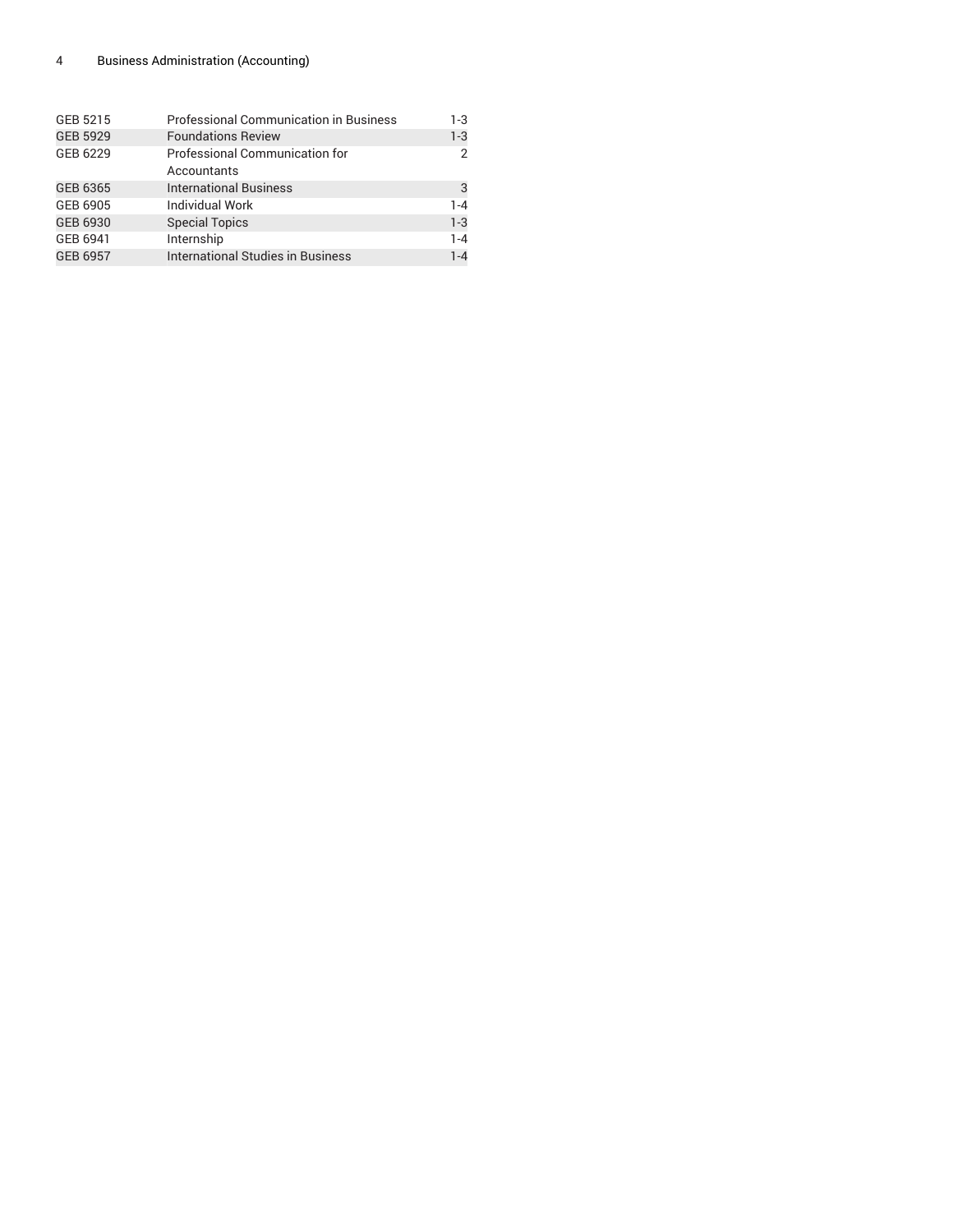| | | |
|---|---|---|
| GEB 5215 | Professional Communication in Business | 1-3 |
| GEB 5929 | Foundations Review | 1-3 |
| GEB 6229 | Professional Communication for Accountants | 2 |
| GEB 6365 | International Business | 3 |
| GEB 6905 | Individual Work | 1-4 |
| GEB 6930 | Special Topics | 1-3 |
| GEB 6941 | Internship | 1-4 |
| GEB 6957 | International Studies in Business | 1-4 |